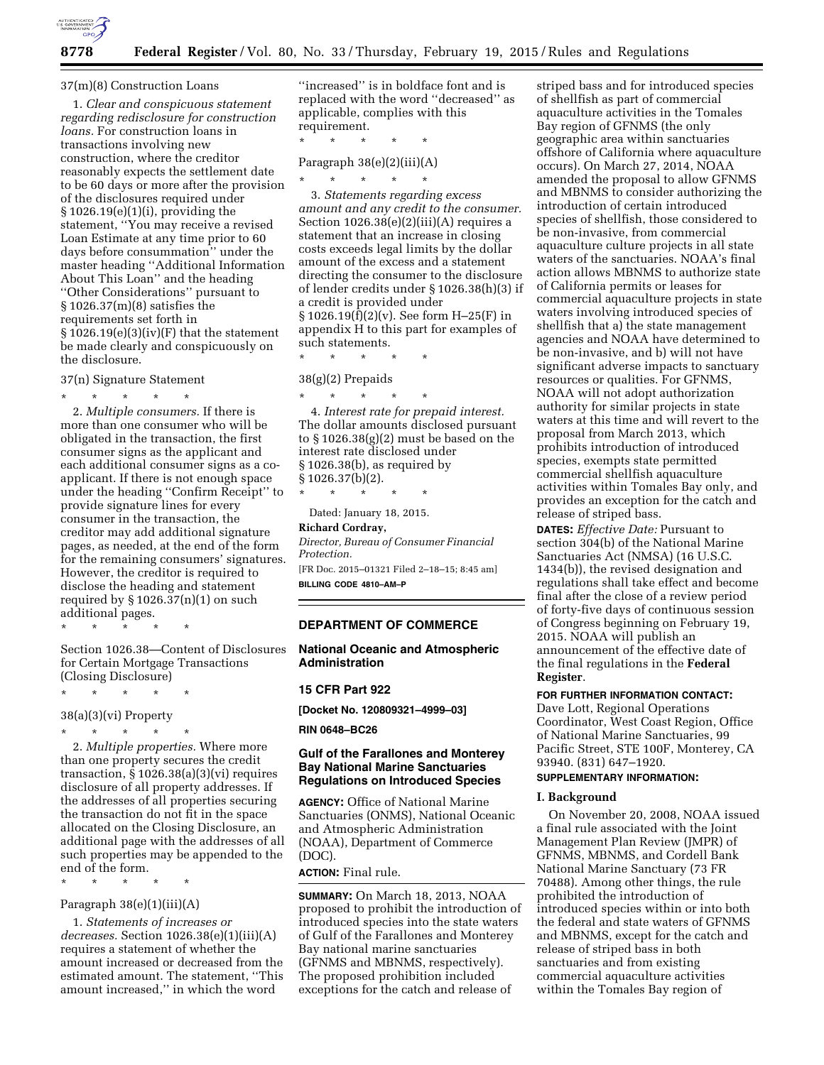37(m)(8) Construction Loans

1. *Clear and conspicuous statement regarding redisclosure for construction loans.* For construction loans in transactions involving new construction, where the creditor reasonably expects the settlement date to be 60 days or more after the provision of the disclosures required under § 1026.19(e)(1)(i), providing the statement, ''You may receive a revised Loan Estimate at any time prior to 60 days before consummation'' under the master heading ''Additional Information About This Loan'' and the heading ''Other Considerations'' pursuant to § 1026.37(m)(8) satisfies the requirements set forth in § 1026.19(e)(3)(iv)(F) that the statement be made clearly and conspicuously on the disclosure.

37(n) Signature Statement

\* \* \* \* \*

2. *Multiple consumers.* If there is more than one consumer who will be obligated in the transaction, the first consumer signs as the applicant and each additional consumer signs as a co-applicant. If there is not enough space under the heading ''Confirm Receipt'' to provide signature lines for every consumer in the transaction, the creditor may add additional signature pages, as needed, at the end of the form for the remaining consumers' signatures. However, the creditor is required to disclose the heading and statement required by § 1026.37(n)(1) on such additional pages.

\* \* \* \* \*

Section 1026.38—Content of Disclosures for Certain Mortgage Transactions (Closing Disclosure)

\* \* \* \* \*

38(a)(3)(vi) Property

\* \* \* \* \*

2. *Multiple properties.* Where more than one property secures the credit transaction, § 1026.38(a)(3)(vi) requires disclosure of all property addresses. If the addresses of all properties securing the transaction do not fit in the space allocated on the Closing Disclosure, an additional page with the addresses of all such properties may be appended to the end of the form.

\* \* \* \* \*

Paragraph 38(e)(1)(iii)(A)

1. *Statements of increases or decreases.* Section 1026.38(e)(1)(iii)(A) requires a statement of whether the amount increased or decreased from the estimated amount. The statement, ''This amount increased,'' in which the word ''increased'' is in boldface font and is replaced with the word ''decreased'' as applicable, complies with this requirement.

\* \* \* \* \*

Paragraph 38(e)(2)(iii)(A)

\* \* \* \* \*

3. *Statements regarding excess amount and any credit to the consumer.* Section 1026.38(e)(2)(iii)(A) requires a statement that an increase in closing costs exceeds legal limits by the dollar amount of the excess and a statement directing the consumer to the disclosure of lender credits under § 1026.38(h)(3) if a credit is provided under § 1026.19(f)(2)(v). See form H–25(F) in appendix H to this part for examples of such statements.

\* \* \* \* \*

38(g)(2) Prepaids

\* \* \* \* \*

4. *Interest rate for prepaid interest.* The dollar amounts disclosed pursuant to § 1026.38(g)(2) must be based on the interest rate disclosed under § 1026.38(b), as required by § 1026.37(b)(2).

\* \* \* \* \*

Dated: January 18, 2015.

**Richard Cordray,**

*Director, Bureau of Consumer Financial Protection.*

[FR Doc. 2015–01321 Filed 2–18–15; 8:45 am]

**BILLING CODE 4810–AM–P**

## DEPARTMENT OF COMMERCE

### National Oceanic and Atmospheric Administration

### 15 CFR Part 922

**[Docket No. 120809321–4999–03]**

**RIN 0648–BC26**

### Gulf of the Farallones and Monterey Bay National Marine Sanctuaries Regulations on Introduced Species

**AGENCY:** Office of National Marine Sanctuaries (ONMS), National Oceanic and Atmospheric Administration (NOAA), Department of Commerce (DOC).

**ACTION:** Final rule.

**SUMMARY:** On March 18, 2013, NOAA proposed to prohibit the introduction of introduced species into the state waters of Gulf of the Farallones and Monterey Bay national marine sanctuaries (GFNMS and MBNMS, respectively). The proposed prohibition included exceptions for the catch and release of striped bass and for introduced species of shellfish as part of commercial aquaculture activities in the Tomales Bay region of GFNMS (the only geographic area within sanctuaries offshore of California where aquaculture occurs). On March 27, 2014, NOAA amended the proposal to allow GFNMS and MBNMS to consider authorizing the introduction of certain introduced species of shellfish, those considered to be non-invasive, from commercial aquaculture culture projects in all state waters of the sanctuaries. NOAA's final action allows MBNMS to authorize state of California permits or leases for commercial aquaculture projects in state waters involving introduced species of shellfish that a) the state management agencies and NOAA have determined to be non-invasive, and b) will not have significant adverse impacts to sanctuary resources or qualities. For GFNMS, NOAA will not adopt authorization authority for similar projects in state waters at this time and will revert to the proposal from March 2013, which prohibits introduction of introduced species, exempts state permitted commercial shellfish aquaculture activities within Tomales Bay only, and provides an exception for the catch and release of striped bass.

**DATES:** *Effective Date:* Pursuant to section 304(b) of the National Marine Sanctuaries Act (NMSA) (16 U.S.C. 1434(b)), the revised designation and regulations shall take effect and become final after the close of a review period of forty-five days of continuous session of Congress beginning on February 19, 2015. NOAA will publish an announcement of the effective date of the final regulations in the **Federal Register**.

**FOR FURTHER INFORMATION CONTACT:** Dave Lott, Regional Operations Coordinator, West Coast Region, Office of National Marine Sanctuaries, 99 Pacific Street, STE 100F, Monterey, CA 93940. (831) 647–1920.

**SUPPLEMENTARY INFORMATION:**

## I. Background

On November 20, 2008, NOAA issued a final rule associated with the Joint Management Plan Review (JMPR) of GFNMS, MBNMS, and Cordell Bank National Marine Sanctuary (73 FR 70488). Among other things, the rule prohibited the introduction of introduced species within or into both the federal and state waters of GFNMS and MBNMS, except for the catch and release of striped bass in both sanctuaries and from existing commercial aquaculture activities within the Tomales Bay region of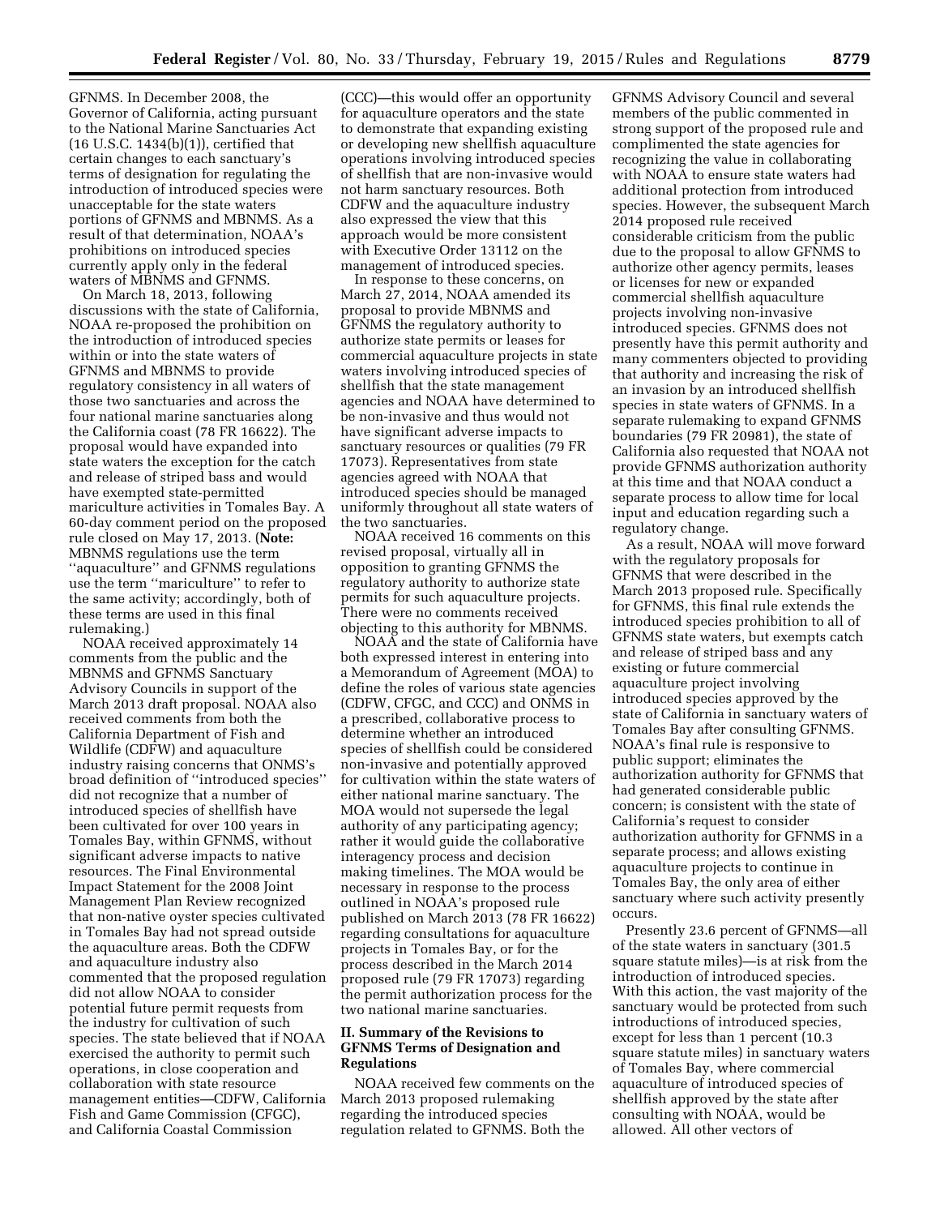GFNMS. In December 2008, the Governor of California, acting pursuant to the National Marine Sanctuaries Act (16 U.S.C. 1434(b)(1)), certified that certain changes to each sanctuary's terms of designation for regulating the introduction of introduced species were unacceptable for the state waters portions of GFNMS and MBNMS. As a result of that determination, NOAA's prohibitions on introduced species currently apply only in the federal waters of MBNMS and GFNMS.

On March 18, 2013, following discussions with the state of California, NOAA re-proposed the prohibition on the introduction of introduced species within or into the state waters of GFNMS and MBNMS to provide regulatory consistency in all waters of those two sanctuaries and across the four national marine sanctuaries along the California coast (78 FR 16622). The proposal would have expanded into state waters the exception for the catch and release of striped bass and would have exempted state-permitted mariculture activities in Tomales Bay. A 60-day comment period on the proposed rule closed on May 17, 2013. (**Note:** MBNMS regulations use the term ''aquaculture'' and GFNMS regulations use the term ''mariculture'' to refer to the same activity; accordingly, both of these terms are used in this final rulemaking.)

NOAA received approximately 14 comments from the public and the MBNMS and GFNMS Sanctuary Advisory Councils in support of the March 2013 draft proposal. NOAA also received comments from both the California Department of Fish and Wildlife (CDFW) and aquaculture industry raising concerns that ONMS's broad definition of ''introduced species'' did not recognize that a number of introduced species of shellfish have been cultivated for over 100 years in Tomales Bay, within GFNMS, without significant adverse impacts to native resources. The Final Environmental Impact Statement for the 2008 Joint Management Plan Review recognized that non-native oyster species cultivated in Tomales Bay had not spread outside the aquaculture areas. Both the CDFW and aquaculture industry also commented that the proposed regulation did not allow NOAA to consider potential future permit requests from the industry for cultivation of such species. The state believed that if NOAA exercised the authority to permit such operations, in close cooperation and collaboration with state resource management entities—CDFW, California Fish and Game Commission (CFGC), and California Coastal Commission (CCC)—this would offer an opportunity for aquaculture operators and the state to demonstrate that expanding existing or developing new shellfish aquaculture operations involving introduced species of shellfish that are non-invasive would not harm sanctuary resources. Both CDFW and the aquaculture industry also expressed the view that this approach would be more consistent with Executive Order 13112 on the management of introduced species.

In response to these concerns, on March 27, 2014, NOAA amended its proposal to provide MBNMS and GFNMS the regulatory authority to authorize state permits or leases for commercial aquaculture projects in state waters involving introduced species of shellfish that the state management agencies and NOAA have determined to be non-invasive and thus would not have significant adverse impacts to sanctuary resources or qualities (79 FR 17073). Representatives from state agencies agreed with NOAA that introduced species should be managed uniformly throughout all state waters of the two sanctuaries.

NOAA received 16 comments on this revised proposal, virtually all in opposition to granting GFNMS the regulatory authority to authorize state permits for such aquaculture projects. There were no comments received objecting to this authority for MBNMS.

NOAA and the state of California have both expressed interest in entering into a Memorandum of Agreement (MOA) to define the roles of various state agencies (CDFW, CFGC, and CCC) and ONMS in a prescribed, collaborative process to determine whether an introduced species of shellfish could be considered non-invasive and potentially approved for cultivation within the state waters of either national marine sanctuary. The MOA would not supersede the legal authority of any participating agency; rather it would guide the collaborative interagency process and decision making timelines. The MOA would be necessary in response to the process outlined in NOAA's proposed rule published on March 2013 (78 FR 16622) regarding consultations for aquaculture projects in Tomales Bay, or for the process described in the March 2014 proposed rule (79 FR 17073) regarding the permit authorization process for the two national marine sanctuaries.

## II. Summary of the Revisions to GFNMS Terms of Designation and Regulations

NOAA received few comments on the March 2013 proposed rulemaking regarding the introduced species regulation related to GFNMS. Both the GFNMS Advisory Council and several members of the public commented in strong support of the proposed rule and complimented the state agencies for recognizing the value in collaborating with NOAA to ensure state waters had additional protection from introduced species. However, the subsequent March 2014 proposed rule received considerable criticism from the public due to the proposal to allow GFNMS to authorize other agency permits, leases or licenses for new or expanded commercial shellfish aquaculture projects involving non-invasive introduced species. GFNMS does not presently have this permit authority and many commenters objected to providing that authority and increasing the risk of an invasion by an introduced shellfish species in state waters of GFNMS. In a separate rulemaking to expand GFNMS boundaries (79 FR 20981), the state of California also requested that NOAA not provide GFNMS authorization authority at this time and that NOAA conduct a separate process to allow time for local input and education regarding such a regulatory change.

As a result, NOAA will move forward with the regulatory proposals for GFNMS that were described in the March 2013 proposed rule. Specifically for GFNMS, this final rule extends the introduced species prohibition to all of GFNMS state waters, but exempts catch and release of striped bass and any existing or future commercial aquaculture project involving introduced species approved by the state of California in sanctuary waters of Tomales Bay after consulting GFNMS. NOAA's final rule is responsive to public support; eliminates the authorization authority for GFNMS that had generated considerable public concern; is consistent with the state of California's request to consider authorization authority for GFNMS in a separate process; and allows existing aquaculture projects to continue in Tomales Bay, the only area of either sanctuary where such activity presently occurs.

Presently 23.6 percent of GFNMS—all of the state waters in sanctuary (301.5 square statute miles)—is at risk from the introduction of introduced species. With this action, the vast majority of the sanctuary would be protected from such introductions of introduced species, except for less than 1 percent (10.3 square statute miles) in sanctuary waters of Tomales Bay, where commercial aquaculture of introduced species of shellfish approved by the state after consulting with NOAA, would be allowed. All other vectors of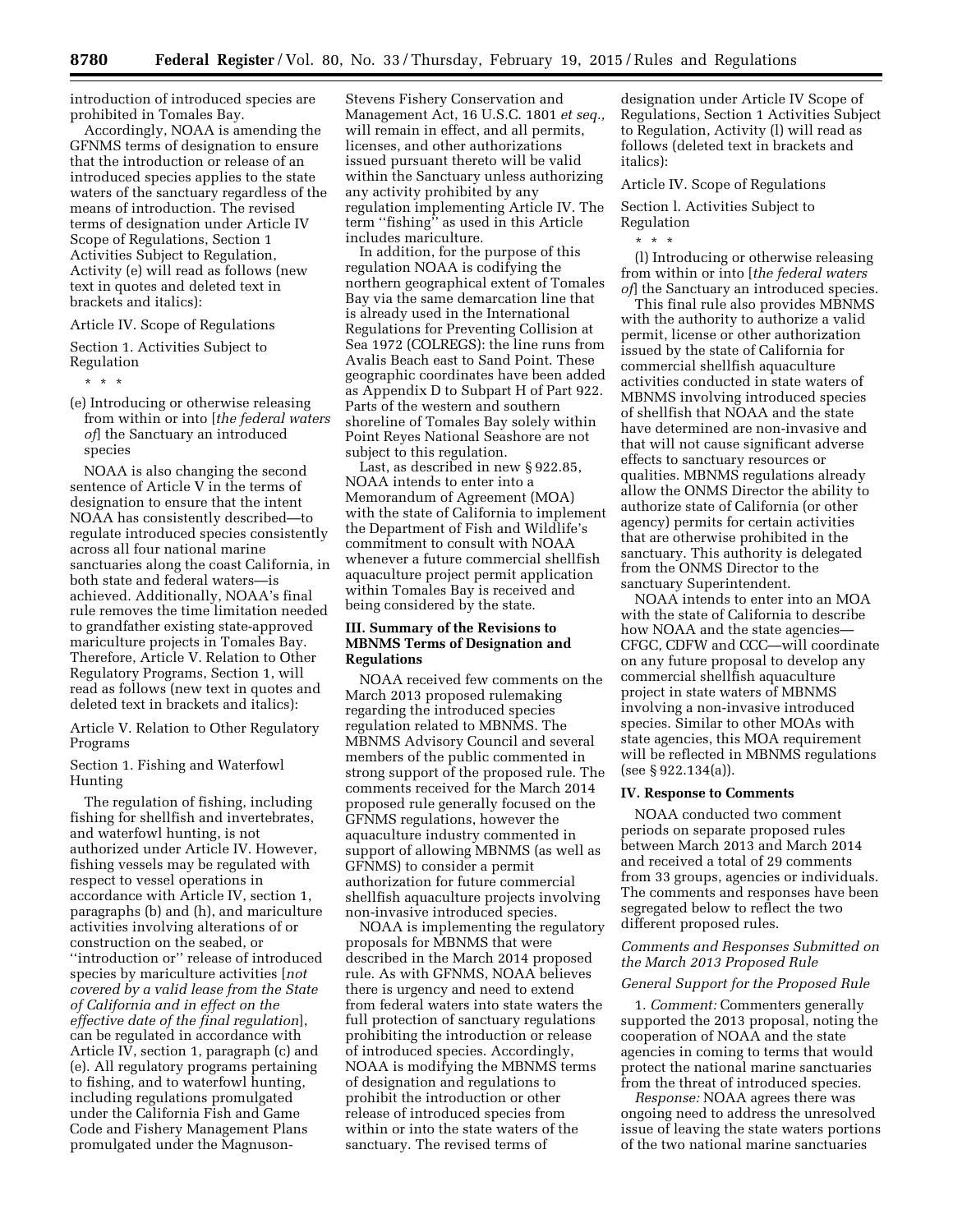introduction of introduced species are prohibited in Tomales Bay.

Accordingly, NOAA is amending the GFNMS terms of designation to ensure that the introduction or release of an introduced species applies to the state waters of the sanctuary regardless of the means of introduction. The revised terms of designation under Article IV Scope of Regulations, Section 1 Activities Subject to Regulation, Activity (e) will read as follows (new text in quotes and deleted text in brackets and italics):

Article IV. Scope of Regulations

Section 1. Activities Subject to Regulation

\* \* \*

(e) Introducing or otherwise releasing from within or into [*the federal waters of*] the Sanctuary an introduced species

NOAA is also changing the second sentence of Article V in the terms of designation to ensure that the intent NOAA has consistently described—to regulate introduced species consistently across all four national marine sanctuaries along the coast California, in both state and federal waters—is achieved. Additionally, NOAA's final rule removes the time limitation needed to grandfather existing state-approved mariculture projects in Tomales Bay. Therefore, Article V. Relation to Other Regulatory Programs, Section 1, will read as follows (new text in quotes and deleted text in brackets and italics):

Article V. Relation to Other Regulatory Programs

Section 1. Fishing and Waterfowl Hunting

The regulation of fishing, including fishing for shellfish and invertebrates, and waterfowl hunting, is not authorized under Article IV. However, fishing vessels may be regulated with respect to vessel operations in accordance with Article IV, section 1, paragraphs (b) and (h), and mariculture activities involving alterations of or construction on the seabed, or ''introduction or'' release of introduced species by mariculture activities [*not covered by a valid lease from the State of California and in effect on the effective date of the final regulation*], can be regulated in accordance with Article IV, section 1, paragraph (c) and (e). All regulatory programs pertaining to fishing, and to waterfowl hunting, including regulations promulgated under the California Fish and Game Code and Fishery Management Plans promulgated under the Magnuson-Stevens Fishery Conservation and Management Act, 16 U.S.C. 1801 *et seq.,* will remain in effect, and all permits, licenses, and other authorizations issued pursuant thereto will be valid within the Sanctuary unless authorizing any activity prohibited by any regulation implementing Article IV. The term ''fishing'' as used in this Article includes mariculture.

In addition, for the purpose of this regulation NOAA is codifying the northern geographical extent of Tomales Bay via the same demarcation line that is already used in the International Regulations for Preventing Collision at Sea 1972 (COLREGS): the line runs from Avalis Beach east to Sand Point. These geographic coordinates have been added as Appendix D to Subpart H of Part 922. Parts of the western and southern shoreline of Tomales Bay solely within Point Reyes National Seashore are not subject to this regulation.

Last, as described in new § 922.85, NOAA intends to enter into a Memorandum of Agreement (MOA) with the state of California to implement the Department of Fish and Wildlife's commitment to consult with NOAA whenever a future commercial shellfish aquaculture project permit application within Tomales Bay is received and being considered by the state.

## III. Summary of the Revisions to MBNMS Terms of Designation and Regulations

NOAA received few comments on the March 2013 proposed rulemaking regarding the introduced species regulation related to MBNMS. The MBNMS Advisory Council and several members of the public commented in strong support of the proposed rule. The comments received for the March 2014 proposed rule generally focused on the GFNMS regulations, however the aquaculture industry commented in support of allowing MBNMS (as well as GFNMS) to consider a permit authorization for future commercial shellfish aquaculture projects involving non-invasive introduced species.

NOAA is implementing the regulatory proposals for MBNMS that were described in the March 2014 proposed rule. As with GFNMS, NOAA believes there is urgency and need to extend from federal waters into state waters the full protection of sanctuary regulations prohibiting the introduction or release of introduced species. Accordingly, NOAA is modifying the MBNMS terms of designation and regulations to prohibit the introduction or other release of introduced species from within or into the state waters of the sanctuary. The revised terms of designation under Article IV Scope of Regulations, Section 1 Activities Subject to Regulation, Activity (l) will read as follows (deleted text in brackets and italics):

Article IV. Scope of Regulations

Section l. Activities Subject to Regulation

\* \* \*

(l) Introducing or otherwise releasing from within or into [*the federal waters of*] the Sanctuary an introduced species.

This final rule also provides MBNMS with the authority to authorize a valid permit, license or other authorization issued by the state of California for commercial shellfish aquaculture activities conducted in state waters of MBNMS involving introduced species of shellfish that NOAA and the state have determined are non-invasive and that will not cause significant adverse effects to sanctuary resources or qualities. MBNMS regulations already allow the ONMS Director the ability to authorize state of California (or other agency) permits for certain activities that are otherwise prohibited in the sanctuary. This authority is delegated from the ONMS Director to the sanctuary Superintendent.

NOAA intends to enter into an MOA with the state of California to describe how NOAA and the state agencies—CFGC, CDFW and CCC—will coordinate on any future proposal to develop any commercial shellfish aquaculture project in state waters of MBNMS involving a non-invasive introduced species. Similar to other MOAs with state agencies, this MOA requirement will be reflected in MBNMS regulations (see § 922.134(a)).

## IV. Response to Comments

NOAA conducted two comment periods on separate proposed rules between March 2013 and March 2014 and received a total of 29 comments from 33 groups, agencies or individuals. The comments and responses have been segregated below to reflect the two different proposed rules.

### *Comments and Responses Submitted on the March 2013 Proposed Rule*

### *General Support for the Proposed Rule*

1. *Comment:* Commenters generally supported the 2013 proposal, noting the cooperation of NOAA and the state agencies in coming to terms that would protect the national marine sanctuaries from the threat of introduced species.

*Response:* NOAA agrees there was ongoing need to address the unresolved issue of leaving the state waters portions of the two national marine sanctuaries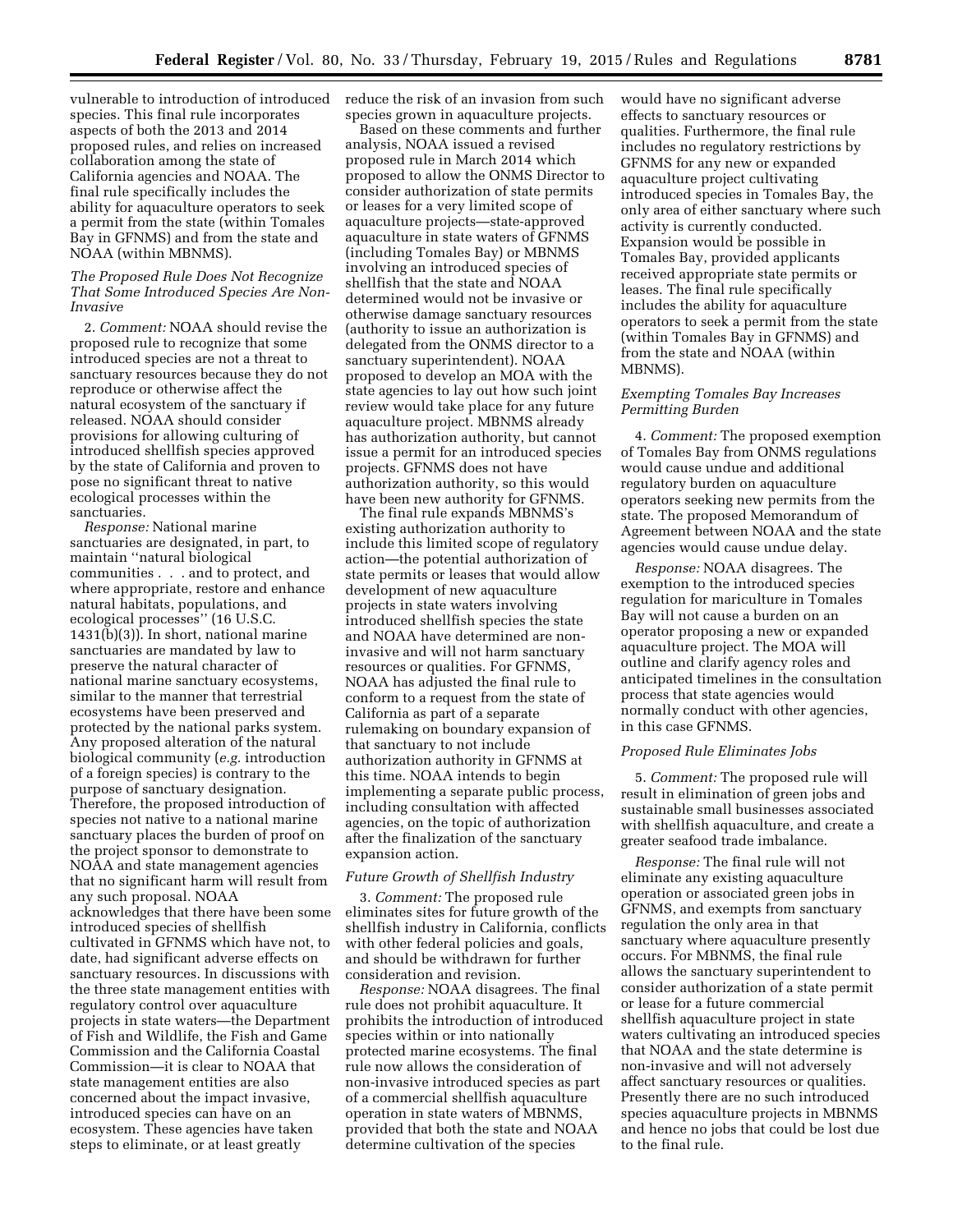vulnerable to introduction of introduced species. This final rule incorporates aspects of both the 2013 and 2014 proposed rules, and relies on increased collaboration among the state of California agencies and NOAA. The final rule specifically includes the ability for aquaculture operators to seek a permit from the state (within Tomales Bay in GFNMS) and from the state and NOAA (within MBNMS).

*The Proposed Rule Does Not Recognize That Some Introduced Species Are Non-Invasive*

2. *Comment:* NOAA should revise the proposed rule to recognize that some introduced species are not a threat to sanctuary resources because they do not reproduce or otherwise affect the natural ecosystem of the sanctuary if released. NOAA should consider provisions for allowing culturing of introduced shellfish species approved by the state of California and proven to pose no significant threat to native ecological processes within the sanctuaries.

*Response:* National marine sanctuaries are designated, in part, to maintain ''natural biological communities . . . and to protect, and where appropriate, restore and enhance natural habitats, populations, and ecological processes'' (16 U.S.C. 1431(b)(3)). In short, national marine sanctuaries are mandated by law to preserve the natural character of national marine sanctuary ecosystems, similar to the manner that terrestrial ecosystems have been preserved and protected by the national parks system. Any proposed alteration of the natural biological community (*e.g.* introduction of a foreign species) is contrary to the purpose of sanctuary designation. Therefore, the proposed introduction of species not native to a national marine sanctuary places the burden of proof on the project sponsor to demonstrate to NOAA and state management agencies that no significant harm will result from any such proposal. NOAA acknowledges that there have been some introduced species of shellfish cultivated in GFNMS which have not, to date, had significant adverse effects on sanctuary resources. In discussions with the three state management entities with regulatory control over aquaculture projects in state waters—the Department of Fish and Wildlife, the Fish and Game Commission and the California Coastal Commission—it is clear to NOAA that state management entities are also concerned about the impact invasive, introduced species can have on an ecosystem. These agencies have taken steps to eliminate, or at least greatly reduce the risk of an invasion from such species grown in aquaculture projects.

Based on these comments and further analysis, NOAA issued a revised proposed rule in March 2014 which proposed to allow the ONMS Director to consider authorization of state permits or leases for a very limited scope of aquaculture projects—state-approved aquaculture in state waters of GFNMS (including Tomales Bay) or MBNMS involving an introduced species of shellfish that the state and NOAA determined would not be invasive or otherwise damage sanctuary resources (authority to issue an authorization is delegated from the ONMS director to a sanctuary superintendent). NOAA proposed to develop an MOA with the state agencies to lay out how such joint review would take place for any future aquaculture project. MBNMS already has authorization authority, but cannot issue a permit for an introduced species projects. GFNMS does not have authorization authority, so this would have been new authority for GFNMS.

The final rule expands MBNMS's existing authorization authority to include this limited scope of regulatory action—the potential authorization of state permits or leases that would allow development of new aquaculture projects in state waters involving introduced shellfish species the state and NOAA have determined are non-invasive and will not harm sanctuary resources or qualities. For GFNMS, NOAA has adjusted the final rule to conform to a request from the state of California as part of a separate rulemaking on boundary expansion of that sanctuary to not include authorization authority in GFNMS at this time. NOAA intends to begin implementing a separate public process, including consultation with affected agencies, on the topic of authorization after the finalization of the sanctuary expansion action.

*Future Growth of Shellfish Industry*

3. *Comment:* The proposed rule eliminates sites for future growth of the shellfish industry in California, conflicts with other federal policies and goals, and should be withdrawn for further consideration and revision.

*Response:* NOAA disagrees. The final rule does not prohibit aquaculture. It prohibits the introduction of introduced species within or into nationally protected marine ecosystems. The final rule now allows the consideration of non-invasive introduced species as part of a commercial shellfish aquaculture operation in state waters of MBNMS, provided that both the state and NOAA determine cultivation of the species would have no significant adverse effects to sanctuary resources or qualities. Furthermore, the final rule includes no regulatory restrictions by GFNMS for any new or expanded aquaculture project cultivating introduced species in Tomales Bay, the only area of either sanctuary where such activity is currently conducted. Expansion would be possible in Tomales Bay, provided applicants received appropriate state permits or leases. The final rule specifically includes the ability for aquaculture operators to seek a permit from the state (within Tomales Bay in GFNMS) and from the state and NOAA (within MBNMS).

*Exempting Tomales Bay Increases Permitting Burden*

4. *Comment:* The proposed exemption of Tomales Bay from ONMS regulations would cause undue and additional regulatory burden on aquaculture operators seeking new permits from the state. The proposed Memorandum of Agreement between NOAA and the state agencies would cause undue delay.

*Response:* NOAA disagrees. The exemption to the introduced species regulation for mariculture in Tomales Bay will not cause a burden on an operator proposing a new or expanded aquaculture project. The MOA will outline and clarify agency roles and anticipated timelines in the consultation process that state agencies would normally conduct with other agencies, in this case GFNMS.

*Proposed Rule Eliminates Jobs*

5. *Comment:* The proposed rule will result in elimination of green jobs and sustainable small businesses associated with shellfish aquaculture, and create a greater seafood trade imbalance.

*Response:* The final rule will not eliminate any existing aquaculture operation or associated green jobs in GFNMS, and exempts from sanctuary regulation the only area in that sanctuary where aquaculture presently occurs. For MBNMS, the final rule allows the sanctuary superintendent to consider authorization of a state permit or lease for a future commercial shellfish aquaculture project in state waters cultivating an introduced species that NOAA and the state determine is non-invasive and will not adversely affect sanctuary resources or qualities. Presently there are no such introduced species aquaculture projects in MBNMS and hence no jobs that could be lost due to the final rule.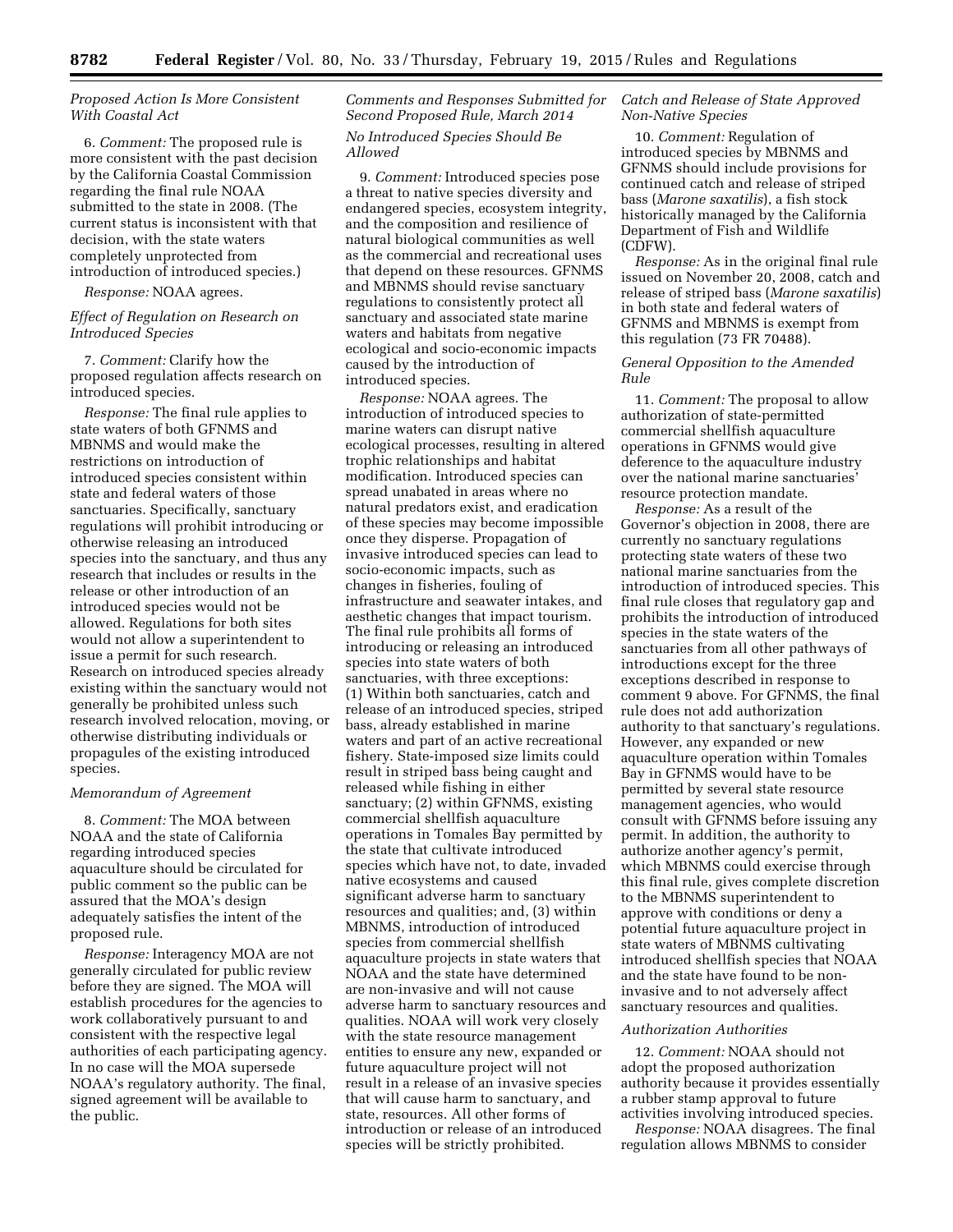*Proposed Action Is More Consistent With Coastal Act*

6. *Comment:* The proposed rule is more consistent with the past decision by the California Coastal Commission regarding the final rule NOAA submitted to the state in 2008. (The current status is inconsistent with that decision, with the state waters completely unprotected from introduction of introduced species.)

*Response:* NOAA agrees.

*Effect of Regulation on Research on Introduced Species*

7. *Comment:* Clarify how the proposed regulation affects research on introduced species.

*Response:* The final rule applies to state waters of both GFNMS and MBNMS and would make the restrictions on introduction of introduced species consistent within state and federal waters of those sanctuaries. Specifically, sanctuary regulations will prohibit introducing or otherwise releasing an introduced species into the sanctuary, and thus any research that includes or results in the release or other introduction of an introduced species would not be allowed. Regulations for both sites would not allow a superintendent to issue a permit for such research. Research on introduced species already existing within the sanctuary would not generally be prohibited unless such research involved relocation, moving, or otherwise distributing individuals or propagules of the existing introduced species.

*Memorandum of Agreement*

8. *Comment:* The MOA between NOAA and the state of California regarding introduced species aquaculture should be circulated for public comment so the public can be assured that the MOA's design adequately satisfies the intent of the proposed rule.

*Response:* Interagency MOA are not generally circulated for public review before they are signed. The MOA will establish procedures for the agencies to work collaboratively pursuant to and consistent with the respective legal authorities of each participating agency. In no case will the MOA supersede NOAA's regulatory authority. The final, signed agreement will be available to the public.

*Comments and Responses Submitted for Second Proposed Rule, March 2014*

*No Introduced Species Should Be Allowed*

9. *Comment:* Introduced species pose a threat to native species diversity and endangered species, ecosystem integrity, and the composition and resilience of natural biological communities as well as the commercial and recreational uses that depend on these resources. GFNMS and MBNMS should revise sanctuary regulations to consistently protect all sanctuary and associated state marine waters and habitats from negative ecological and socio-economic impacts caused by the introduction of introduced species.

*Response:* NOAA agrees. The introduction of introduced species to marine waters can disrupt native ecological processes, resulting in altered trophic relationships and habitat modification. Introduced species can spread unabated in areas where no natural predators exist, and eradication of these species may become impossible once they disperse. Propagation of invasive introduced species can lead to socio-economic impacts, such as changes in fisheries, fouling of infrastructure and seawater intakes, and aesthetic changes that impact tourism. The final rule prohibits all forms of introducing or releasing an introduced species into state waters of both sanctuaries, with three exceptions: (1) Within both sanctuaries, catch and release of an introduced species, striped bass, already established in marine waters and part of an active recreational fishery. State-imposed size limits could result in striped bass being caught and released while fishing in either sanctuary; (2) within GFNMS, existing commercial shellfish aquaculture operations in Tomales Bay permitted by the state that cultivate introduced species which have not, to date, invaded native ecosystems and caused significant adverse harm to sanctuary resources and qualities; and, (3) within MBNMS, introduction of introduced species from commercial shellfish aquaculture projects in state waters that NOAA and the state have determined are non-invasive and will not cause adverse harm to sanctuary resources and qualities. NOAA will work very closely with the state resource management entities to ensure any new, expanded or future aquaculture project will not result in a release of an invasive species that will cause harm to sanctuary, and state, resources. All other forms of introduction or release of an introduced species will be strictly prohibited.

*Catch and Release of State Approved Non-Native Species*

10. *Comment:* Regulation of introduced species by MBNMS and GFNMS should include provisions for continued catch and release of striped bass (*Marone saxatilis*), a fish stock historically managed by the California Department of Fish and Wildlife (CDFW).

*Response:* As in the original final rule issued on November 20, 2008, catch and release of striped bass (*Marone saxatilis*) in both state and federal waters of GFNMS and MBNMS is exempt from this regulation (73 FR 70488).

*General Opposition to the Amended Rule*

11. *Comment:* The proposal to allow authorization of state-permitted commercial shellfish aquaculture operations in GFNMS would give deference to the aquaculture industry over the national marine sanctuaries' resource protection mandate.

*Response:* As a result of the Governor's objection in 2008, there are currently no sanctuary regulations protecting state waters of these two national marine sanctuaries from the introduction of introduced species. This final rule closes that regulatory gap and prohibits the introduction of introduced species in the state waters of the sanctuaries from all other pathways of introductions except for the three exceptions described in response to comment 9 above. For GFNMS, the final rule does not add authorization authority to that sanctuary's regulations. However, any expanded or new aquaculture operation within Tomales Bay in GFNMS would have to be permitted by several state resource management agencies, who would consult with GFNMS before issuing any permit. In addition, the authority to authorize another agency's permit, which MBNMS could exercise through this final rule, gives complete discretion to the MBNMS superintendent to approve with conditions or deny a potential future aquaculture project in state waters of MBNMS cultivating introduced shellfish species that NOAA and the state have found to be non-invasive and to not adversely affect sanctuary resources and qualities.

*Authorization Authorities*

12. *Comment:* NOAA should not adopt the proposed authorization authority because it provides essentially a rubber stamp approval to future activities involving introduced species.

*Response:* NOAA disagrees. The final regulation allows MBNMS to consider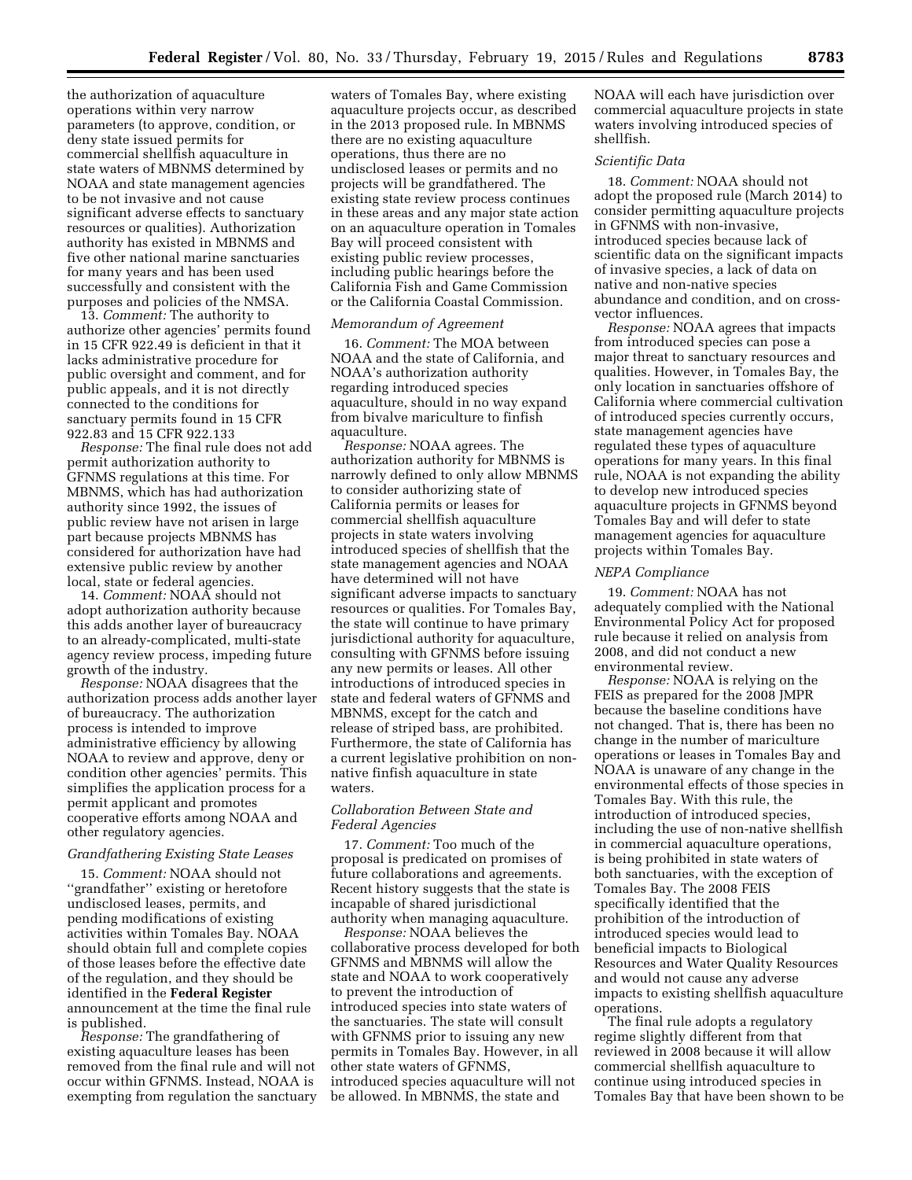the authorization of aquaculture operations within very narrow parameters (to approve, condition, or deny state issued permits for commercial shellfish aquaculture in state waters of MBNMS determined by NOAA and state management agencies to be not invasive and not cause significant adverse effects to sanctuary resources or qualities). Authorization authority has existed in MBNMS and five other national marine sanctuaries for many years and has been used successfully and consistent with the purposes and policies of the NMSA.

13. *Comment:* The authority to authorize other agencies' permits found in 15 CFR 922.49 is deficient in that it lacks administrative procedure for public oversight and comment, and for public appeals, and it is not directly connected to the conditions for sanctuary permits found in 15 CFR 922.83 and 15 CFR 922.133

*Response:* The final rule does not add permit authorization authority to GFNMS regulations at this time. For MBNMS, which has had authorization authority since 1992, the issues of public review have not arisen in large part because projects MBNMS has considered for authorization have had extensive public review by another local, state or federal agencies.

14. *Comment:* NOAA should not adopt authorization authority because this adds another layer of bureaucracy to an already-complicated, multi-state agency review process, impeding future growth of the industry.

*Response:* NOAA disagrees that the authorization process adds another layer of bureaucracy. The authorization process is intended to improve administrative efficiency by allowing NOAA to review and approve, deny or condition other agencies' permits. This simplifies the application process for a permit applicant and promotes cooperative efforts among NOAA and other regulatory agencies.

*Grandfathering Existing State Leases*

15. *Comment:* NOAA should not ''grandfather'' existing or heretofore undisclosed leases, permits, and pending modifications of existing activities within Tomales Bay. NOAA should obtain full and complete copies of those leases before the effective date of the regulation, and they should be identified in the **Federal Register** announcement at the time the final rule is published.

*Response:* The grandfathering of existing aquaculture leases has been removed from the final rule and will not occur within GFNMS. Instead, NOAA is exempting from regulation the sanctuary waters of Tomales Bay, where existing aquaculture projects occur, as described in the 2013 proposed rule. In MBNMS there are no existing aquaculture operations, thus there are no undisclosed leases or permits and no projects will be grandfathered. The existing state review process continues in these areas and any major state action on an aquaculture operation in Tomales Bay will proceed consistent with existing public review processes, including public hearings before the California Fish and Game Commission or the California Coastal Commission.

*Memorandum of Agreement*

16. *Comment:* The MOA between NOAA and the state of California, and NOAA's authorization authority regarding introduced species aquaculture, should in no way expand from bivalve mariculture to finfish aquaculture.

*Response:* NOAA agrees. The authorization authority for MBNMS is narrowly defined to only allow MBNMS to consider authorizing state of California permits or leases for commercial shellfish aquaculture projects in state waters involving introduced species of shellfish that the state management agencies and NOAA have determined will not have significant adverse impacts to sanctuary resources or qualities. For Tomales Bay, the state will continue to have primary jurisdictional authority for aquaculture, consulting with GFNMS before issuing any new permits or leases. All other introductions of introduced species in state and federal waters of GFNMS and MBNMS, except for the catch and release of striped bass, are prohibited. Furthermore, the state of California has a current legislative prohibition on non-native finfish aquaculture in state waters.

*Collaboration Between State and Federal Agencies*

17. *Comment:* Too much of the proposal is predicated on promises of future collaborations and agreements. Recent history suggests that the state is incapable of shared jurisdictional authority when managing aquaculture.

*Response:* NOAA believes the collaborative process developed for both GFNMS and MBNMS will allow the state and NOAA to work cooperatively to prevent the introduction of introduced species into state waters of the sanctuaries. The state will consult with GFNMS prior to issuing any new permits in Tomales Bay. However, in all other state waters of GFNMS, introduced species aquaculture will not be allowed. In MBNMS, the state and NOAA will each have jurisdiction over commercial aquaculture projects in state waters involving introduced species of shellfish.

*Scientific Data*

18. *Comment:* NOAA should not adopt the proposed rule (March 2014) to consider permitting aquaculture projects in GFNMS with non-invasive, introduced species because lack of scientific data on the significant impacts of invasive species, a lack of data on native and non-native species abundance and condition, and on cross-vector influences.

*Response:* NOAA agrees that impacts from introduced species can pose a major threat to sanctuary resources and qualities. However, in Tomales Bay, the only location in sanctuaries offshore of California where commercial cultivation of introduced species currently occurs, state management agencies have regulated these types of aquaculture operations for many years. In this final rule, NOAA is not expanding the ability to develop new introduced species aquaculture projects in GFNMS beyond Tomales Bay and will defer to state management agencies for aquaculture projects within Tomales Bay.

*NEPA Compliance*

19. *Comment:* NOAA has not adequately complied with the National Environmental Policy Act for proposed rule because it relied on analysis from 2008, and did not conduct a new environmental review.

*Response:* NOAA is relying on the FEIS as prepared for the 2008 JMPR because the baseline conditions have not changed. That is, there has been no change in the number of mariculture operations or leases in Tomales Bay and NOAA is unaware of any change in the environmental effects of those species in Tomales Bay. With this rule, the introduction of introduced species, including the use of non-native shellfish in commercial aquaculture operations, is being prohibited in state waters of both sanctuaries, with the exception of Tomales Bay. The 2008 FEIS specifically identified that the prohibition of the introduction of introduced species would lead to beneficial impacts to Biological Resources and Water Quality Resources and would not cause any adverse impacts to existing shellfish aquaculture operations.

The final rule adopts a regulatory regime slightly different from that reviewed in 2008 because it will allow commercial shellfish aquaculture to continue using introduced species in Tomales Bay that have been shown to be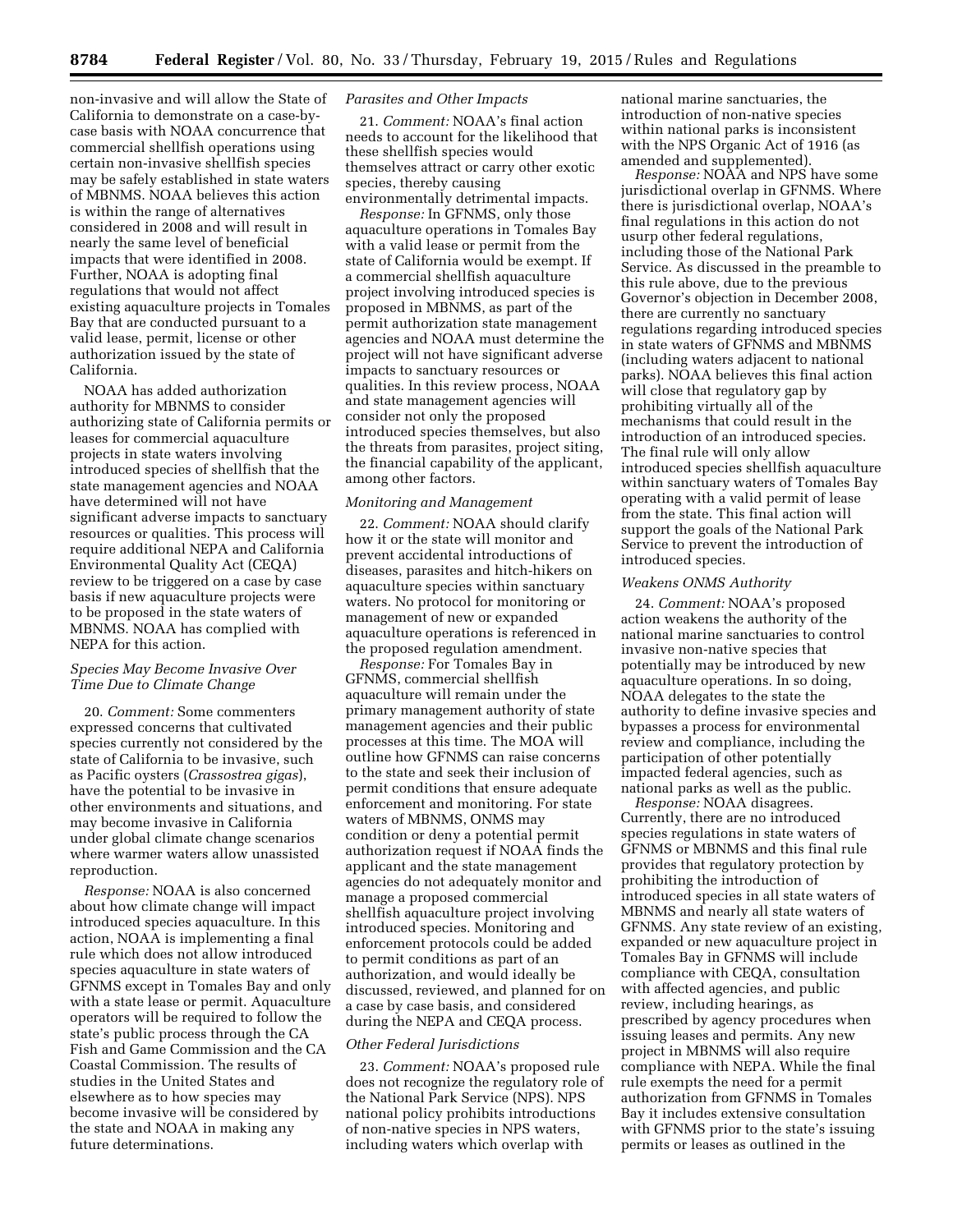non-invasive and will allow the State of California to demonstrate on a case-by-case basis with NOAA concurrence that commercial shellfish operations using certain non-invasive shellfish species may be safely established in state waters of MBNMS. NOAA believes this action is within the range of alternatives considered in 2008 and will result in nearly the same level of beneficial impacts that were identified in 2008. Further, NOAA is adopting final regulations that would not affect existing aquaculture projects in Tomales Bay that are conducted pursuant to a valid lease, permit, license or other authorization issued by the state of California.

NOAA has added authorization authority for MBNMS to consider authorizing state of California permits or leases for commercial aquaculture projects in state waters involving introduced species of shellfish that the state management agencies and NOAA have determined will not have significant adverse impacts to sanctuary resources or qualities. This process will require additional NEPA and California Environmental Quality Act (CEQA) review to be triggered on a case by case basis if new aquaculture projects were to be proposed in the state waters of MBNMS. NOAA has complied with NEPA for this action.

*Species May Become Invasive Over Time Due to Climate Change*

20. *Comment:* Some commenters expressed concerns that cultivated species currently not considered by the state of California to be invasive, such as Pacific oysters (*Crassostrea gigas*), have the potential to be invasive in other environments and situations, and may become invasive in California under global climate change scenarios where warmer waters allow unassisted reproduction.

*Response:* NOAA is also concerned about how climate change will impact introduced species aquaculture. In this action, NOAA is implementing a final rule which does not allow introduced species aquaculture in state waters of GFNMS except in Tomales Bay and only with a state lease or permit. Aquaculture operators will be required to follow the state's public process through the CA Fish and Game Commission and the CA Coastal Commission. The results of studies in the United States and elsewhere as to how species may become invasive will be considered by the state and NOAA in making any future determinations.

*Parasites and Other Impacts*

21. *Comment:* NOAA's final action needs to account for the likelihood that these shellfish species would themselves attract or carry other exotic species, thereby causing environmentally detrimental impacts.

*Response:* In GFNMS, only those aquaculture operations in Tomales Bay with a valid lease or permit from the state of California would be exempt. If a commercial shellfish aquaculture project involving introduced species is proposed in MBNMS, as part of the permit authorization state management agencies and NOAA must determine the project will not have significant adverse impacts to sanctuary resources or qualities. In this review process, NOAA and state management agencies will consider not only the proposed introduced species themselves, but also the threats from parasites, project siting, the financial capability of the applicant, among other factors.

*Monitoring and Management*

22. *Comment:* NOAA should clarify how it or the state will monitor and prevent accidental introductions of diseases, parasites and hitch-hikers on aquaculture species within sanctuary waters. No protocol for monitoring or management of new or expanded aquaculture operations is referenced in the proposed regulation amendment.

*Response:* For Tomales Bay in GFNMS, commercial shellfish aquaculture will remain under the primary management authority of state management agencies and their public processes at this time. The MOA will outline how GFNMS can raise concerns to the state and seek their inclusion of permit conditions that ensure adequate enforcement and monitoring. For state waters of MBNMS, ONMS may condition or deny a potential permit authorization request if NOAA finds the applicant and the state management agencies do not adequately monitor and manage a proposed commercial shellfish aquaculture project involving introduced species. Monitoring and enforcement protocols could be added to permit conditions as part of an authorization, and would ideally be discussed, reviewed, and planned for on a case by case basis, and considered during the NEPA and CEQA process.

*Other Federal Jurisdictions*

23. *Comment:* NOAA's proposed rule does not recognize the regulatory role of the National Park Service (NPS). NPS national policy prohibits introductions of non-native species in NPS waters, including waters which overlap with national marine sanctuaries, the introduction of non-native species within national parks is inconsistent with the NPS Organic Act of 1916 (as amended and supplemented).

*Response:* NOAA and NPS have some jurisdictional overlap in GFNMS. Where there is jurisdictional overlap, NOAA's final regulations in this action do not usurp other federal regulations, including those of the National Park Service. As discussed in the preamble to this rule above, due to the previous Governor's objection in December 2008, there are currently no sanctuary regulations regarding introduced species in state waters of GFNMS and MBNMS (including waters adjacent to national parks). NOAA believes this final action will close that regulatory gap by prohibiting virtually all of the mechanisms that could result in the introduction of an introduced species. The final rule will only allow introduced species shellfish aquaculture within sanctuary waters of Tomales Bay operating with a valid permit of lease from the state. This final action will support the goals of the National Park Service to prevent the introduction of introduced species.

*Weakens ONMS Authority*

24. *Comment:* NOAA's proposed action weakens the authority of the national marine sanctuaries to control invasive non-native species that potentially may be introduced by new aquaculture operations. In so doing, NOAA delegates to the state the authority to define invasive species and bypasses a process for environmental review and compliance, including the participation of other potentially impacted federal agencies, such as national parks as well as the public.

*Response:* NOAA disagrees. Currently, there are no introduced species regulations in state waters of GFNMS or MBNMS and this final rule provides that regulatory protection by prohibiting the introduction of introduced species in all state waters of MBNMS and nearly all state waters of GFNMS. Any state review of an existing, expanded or new aquaculture project in Tomales Bay in GFNMS will include compliance with CEQA, consultation with affected agencies, and public review, including hearings, as prescribed by agency procedures when issuing leases and permits. Any new project in MBNMS will also require compliance with NEPA. While the final rule exempts the need for a permit authorization from GFNMS in Tomales Bay it includes extensive consultation with GFNMS prior to the state's issuing permits or leases as outlined in the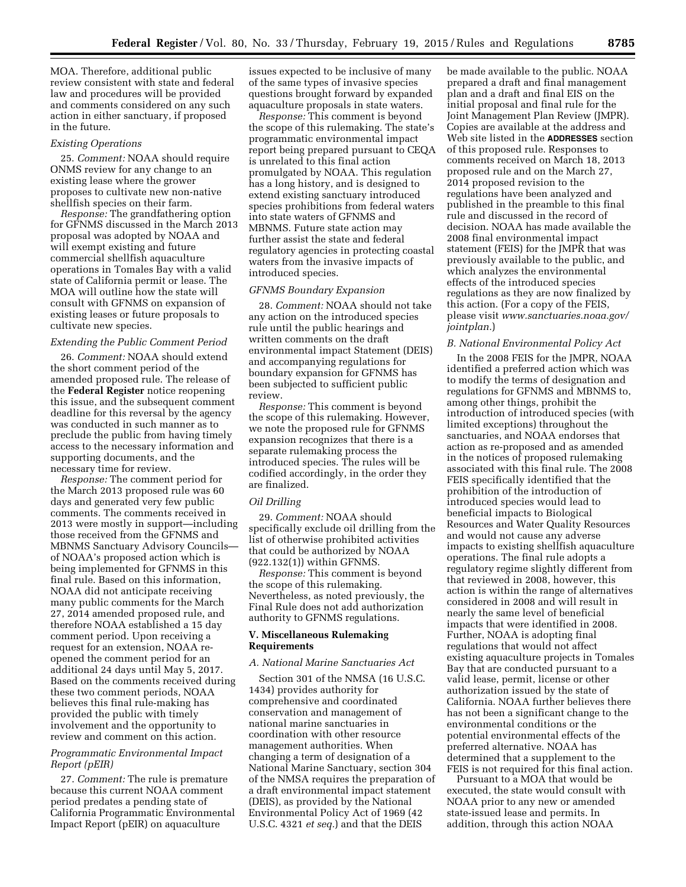MOA. Therefore, additional public review consistent with state and federal law and procedures will be provided and comments considered on any such action in either sanctuary, if proposed in the future.

*Existing Operations*

25. *Comment:* NOAA should require ONMS review for any change to an existing lease where the grower proposes to cultivate new non-native shellfish species on their farm.

*Response:* The grandfathering option for GFNMS discussed in the March 2013 proposal was adopted by NOAA and will exempt existing and future commercial shellfish aquaculture operations in Tomales Bay with a valid state of California permit or lease. The MOA will outline how the state will consult with GFNMS on expansion of existing leases or future proposals to cultivate new species.

*Extending the Public Comment Period*

26. *Comment:* NOAA should extend the short comment period of the amended proposed rule. The release of the **Federal Register** notice reopening this issue, and the subsequent comment deadline for this reversal by the agency was conducted in such manner as to preclude the public from having timely access to the necessary information and supporting documents, and the necessary time for review.

*Response:* The comment period for the March 2013 proposed rule was 60 days and generated very few public comments. The comments received in 2013 were mostly in support—including those received from the GFNMS and MBNMS Sanctuary Advisory Councils—of NOAA's proposed action which is being implemented for GFNMS in this final rule. Based on this information, NOAA did not anticipate receiving many public comments for the March 27, 2014 amended proposed rule, and therefore NOAA established a 15 day comment period. Upon receiving a request for an extension, NOAA re-opened the comment period for an additional 24 days until May 5, 2017. Based on the comments received during these two comment periods, NOAA believes this final rule-making has provided the public with timely involvement and the opportunity to review and comment on this action.

*Programmatic Environmental Impact Report (pEIR)*

27. *Comment:* The rule is premature because this current NOAA comment period predates a pending state of California Programmatic Environmental Impact Report (pEIR) on aquaculture issues expected to be inclusive of many of the same types of invasive species questions brought forward by expanded aquaculture proposals in state waters.

*Response:* This comment is beyond the scope of this rulemaking. The state's programmatic environmental impact report being prepared pursuant to CEQA is unrelated to this final action promulgated by NOAA. This regulation has a long history, and is designed to extend existing sanctuary introduced species prohibitions from federal waters into state waters of GFNMS and MBNMS. Future state action may further assist the state and federal regulatory agencies in protecting coastal waters from the invasive impacts of introduced species.

*GFNMS Boundary Expansion*

28. *Comment:* NOAA should not take any action on the introduced species rule until the public hearings and written comments on the draft environmental impact Statement (DEIS) and accompanying regulations for boundary expansion for GFNMS has been subjected to sufficient public review.

*Response:* This comment is beyond the scope of this rulemaking. However, we note the proposed rule for GFNMS expansion recognizes that there is a separate rulemaking process the introduced species. The rules will be codified accordingly, in the order they are finalized.

*Oil Drilling*

29. *Comment:* NOAA should specifically exclude oil drilling from the list of otherwise prohibited activities that could be authorized by NOAA (922.132(1)) within GFNMS.

*Response:* This comment is beyond the scope of this rulemaking. Nevertheless, as noted previously, the Final Rule does not add authorization authority to GFNMS regulations.

## V. Miscellaneous Rulemaking Requirements

*A. National Marine Sanctuaries Act*

Section 301 of the NMSA (16 U.S.C. 1434) provides authority for comprehensive and coordinated conservation and management of national marine sanctuaries in coordination with other resource management authorities. When changing a term of designation of a National Marine Sanctuary, section 304 of the NMSA requires the preparation of a draft environmental impact statement (DEIS), as provided by the National Environmental Policy Act of 1969 (42 U.S.C. 4321 *et seq.*) and that the DEIS be made available to the public. NOAA prepared a draft and final management plan and a draft and final EIS on the initial proposal and final rule for the Joint Management Plan Review (JMPR). Copies are available at the address and Web site listed in the **ADDRESSES** section of this proposed rule. Responses to comments received on March 18, 2013 proposed rule and on the March 27, 2014 proposed revision to the regulations have been analyzed and published in the preamble to this final rule and discussed in the record of decision. NOAA has made available the 2008 final environmental impact statement (FEIS) for the JMPR that was previously available to the public, and which analyzes the environmental effects of the introduced species regulations as they are now finalized by this action. (For a copy of the FEIS, please visit *www.sanctuaries.noaa.gov/jointplan.*)

*B. National Environmental Policy Act*

In the 2008 FEIS for the JMPR, NOAA identified a preferred action which was to modify the terms of designation and regulations for GFNMS and MBNMS to, among other things, prohibit the introduction of introduced species (with limited exceptions) throughout the sanctuaries, and NOAA endorses that action as re-proposed and as amended in the notices of proposed rulemaking associated with this final rule. The 2008 FEIS specifically identified that the prohibition of the introduction of introduced species would lead to beneficial impacts to Biological Resources and Water Quality Resources and would not cause any adverse impacts to existing shellfish aquaculture operations. The final rule adopts a regulatory regime slightly different from that reviewed in 2008, however, this action is within the range of alternatives considered in 2008 and will result in nearly the same level of beneficial impacts that were identified in 2008. Further, NOAA is adopting final regulations that would not affect existing aquaculture projects in Tomales Bay that are conducted pursuant to a valid lease, permit, license or other authorization issued by the state of California. NOAA further believes there has not been a significant change to the environmental conditions or the potential environmental effects of the preferred alternative. NOAA has determined that a supplement to the FEIS is not required for this final action.

Pursuant to a MOA that would be executed, the state would consult with NOAA prior to any new or amended state-issued lease and permits. In addition, through this action NOAA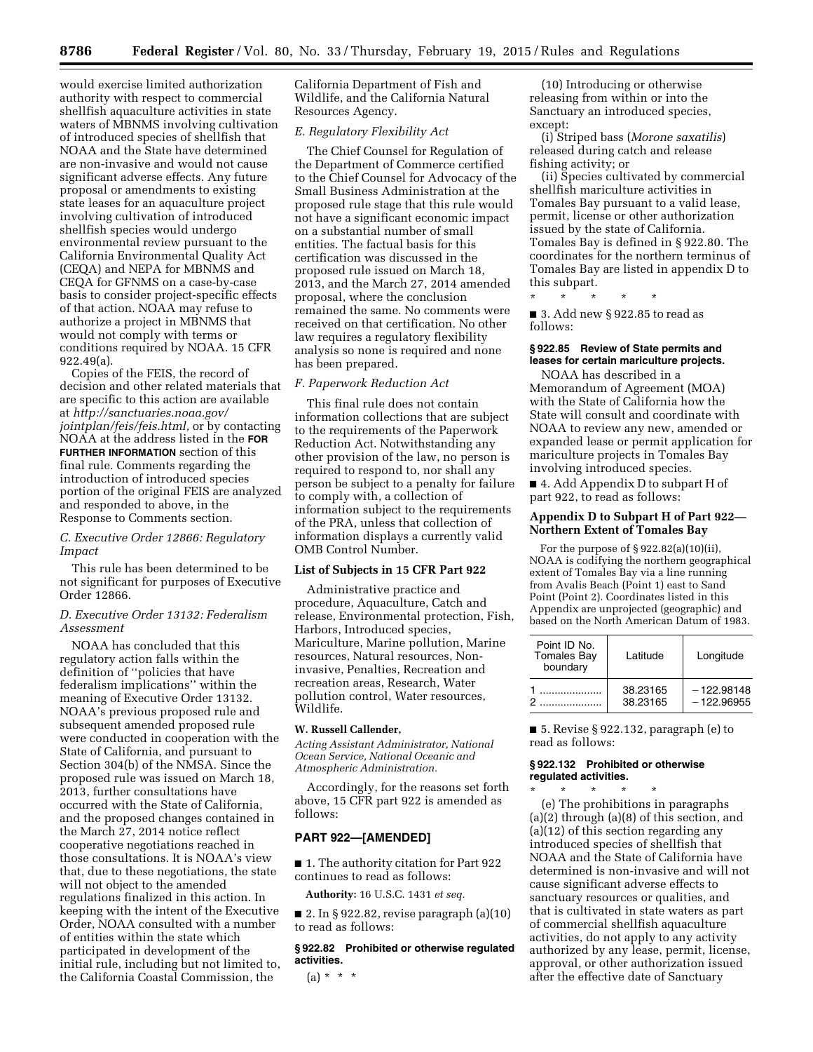would exercise limited authorization authority with respect to commercial shellfish aquaculture activities in state waters of MBNMS involving cultivation of introduced species of shellfish that NOAA and the State have determined are non-invasive and would not cause significant adverse effects. Any future proposal or amendments to existing state leases for an aquaculture project involving cultivation of introduced shellfish species would undergo environmental review pursuant to the California Environmental Quality Act (CEQA) and NEPA for MBNMS and CEQA for GFNMS on a case-by-case basis to consider project-specific effects of that action. NOAA may refuse to authorize a project in MBNMS that would not comply with terms or conditions required by NOAA. 15 CFR 922.49(a).

Copies of the FEIS, the record of decision and other related materials that are specific to this action are available at *http://sanctuaries.noaa.gov/jointplan/feis/feis.html,* or by contacting NOAA at the address listed in the **FOR FURTHER INFORMATION** section of this final rule. Comments regarding the introduction of introduced species portion of the original FEIS are analyzed and responded to above, in the Response to Comments section.

### *C. Executive Order 12866: Regulatory Impact*

This rule has been determined to be not significant for purposes of Executive Order 12866.

### *D. Executive Order 13132: Federalism Assessment*

NOAA has concluded that this regulatory action falls within the definition of ''policies that have federalism implications'' within the meaning of Executive Order 13132. NOAA's previous proposed rule and subsequent amended proposed rule were conducted in cooperation with the State of California, and pursuant to Section 304(b) of the NMSA. Since the proposed rule was issued on March 18, 2013, further consultations have occurred with the State of California, and the proposed changes contained in the March 27, 2014 notice reflect cooperative negotiations reached in those consultations. It is NOAA's view that, due to these negotiations, the state will not object to the amended regulations finalized in this action. In keeping with the intent of the Executive Order, NOAA consulted with a number of entities within the state which participated in development of the initial rule, including but not limited to, the California Coastal Commission, the California Department of Fish and Wildlife, and the California Natural Resources Agency.

### *E. Regulatory Flexibility Act*

The Chief Counsel for Regulation of the Department of Commerce certified to the Chief Counsel for Advocacy of the Small Business Administration at the proposed rule stage that this rule would not have a significant economic impact on a substantial number of small entities. The factual basis for this certification was discussed in the proposed rule issued on March 18, 2013, and the March 27, 2014 amended proposal, where the conclusion remained the same. No comments were received on that certification. No other law requires a regulatory flexibility analysis so none is required and none has been prepared.

### *F. Paperwork Reduction Act*

This final rule does not contain information collections that are subject to the requirements of the Paperwork Reduction Act. Notwithstanding any other provision of the law, no person is required to respond to, nor shall any person be subject to a penalty for failure to comply with, a collection of information subject to the requirements of the PRA, unless that collection of information displays a currently valid OMB Control Number.

### List of Subjects in 15 CFR Part 922

Administrative practice and procedure, Aquaculture, Catch and release, Environmental protection, Fish, Harbors, Introduced species, Mariculture, Marine pollution, Marine resources, Natural resources, Non-invasive, Penalties, Recreation and recreation areas, Research, Water pollution control, Water resources, Wildlife.

**W. Russell Callender,**

*Acting Assistant Administrator, National Ocean Service, National Oceanic and Atmospheric Administration.*

Accordingly, for the reasons set forth above, 15 CFR part 922 is amended as follows:

## PART 922—[AMENDED]

■ 1. The authority citation for Part 922 continues to read as follows:

**Authority:** 16 U.S.C. 1431 *et seq.*

■ 2. In § 922.82, revise paragraph (a)(10) to read as follows:

#### § 922.82 Prohibited or otherwise regulated activities.

(a) * * *

(10) Introducing or otherwise releasing from within or into the Sanctuary an introduced species, except:

(i) Striped bass (*Morone saxatilis*) released during catch and release fishing activity; or

(ii) Species cultivated by commercial shellfish mariculture activities in Tomales Bay pursuant to a valid lease, permit, license or other authorization issued by the state of California. Tomales Bay is defined in § 922.80. The coordinates for the northern terminus of Tomales Bay are listed in appendix D to this subpart.

\* \* \* \* \*

■ 3. Add new § 922.85 to read as follows:

#### § 922.85 Review of State permits and leases for certain mariculture projects.

NOAA has described in a Memorandum of Agreement (MOA) with the State of California how the State will consult and coordinate with NOAA to review any new, amended or expanded lease or permit application for mariculture projects in Tomales Bay involving introduced species.

■ 4. Add Appendix D to subpart H of part 922, to read as follows:

#### Appendix D to Subpart H of Part 922—Northern Extent of Tomales Bay

For the purpose of § 922.82(a)(10)(ii), NOAA is codifying the northern geographical extent of Tomales Bay via a line running from Avalis Beach (Point 1) east to Sand Point (Point 2). Coordinates listed in this Appendix are unprojected (geographic) and based on the North American Datum of 1983.

| Point ID No. Tomales Bay boundary | Latitude | Longitude |
|---|---|---|
| 1 | 38.23165 | −122.98148 |
| 2 | 38.23165 | −122.96955 |

■ 5. Revise § 922.132, paragraph (e) to read as follows:

#### § 922.132 Prohibited or otherwise regulated activities.

\* \* \* \* \*

(e) The prohibitions in paragraphs (a)(2) through (a)(8) of this section, and (a)(12) of this section regarding any introduced species of shellfish that NOAA and the State of California have determined is non-invasive and will not cause significant adverse effects to sanctuary resources or qualities, and that is cultivated in state waters as part of commercial shellfish aquaculture activities, do not apply to any activity authorized by any lease, permit, license, approval, or other authorization issued after the effective date of Sanctuary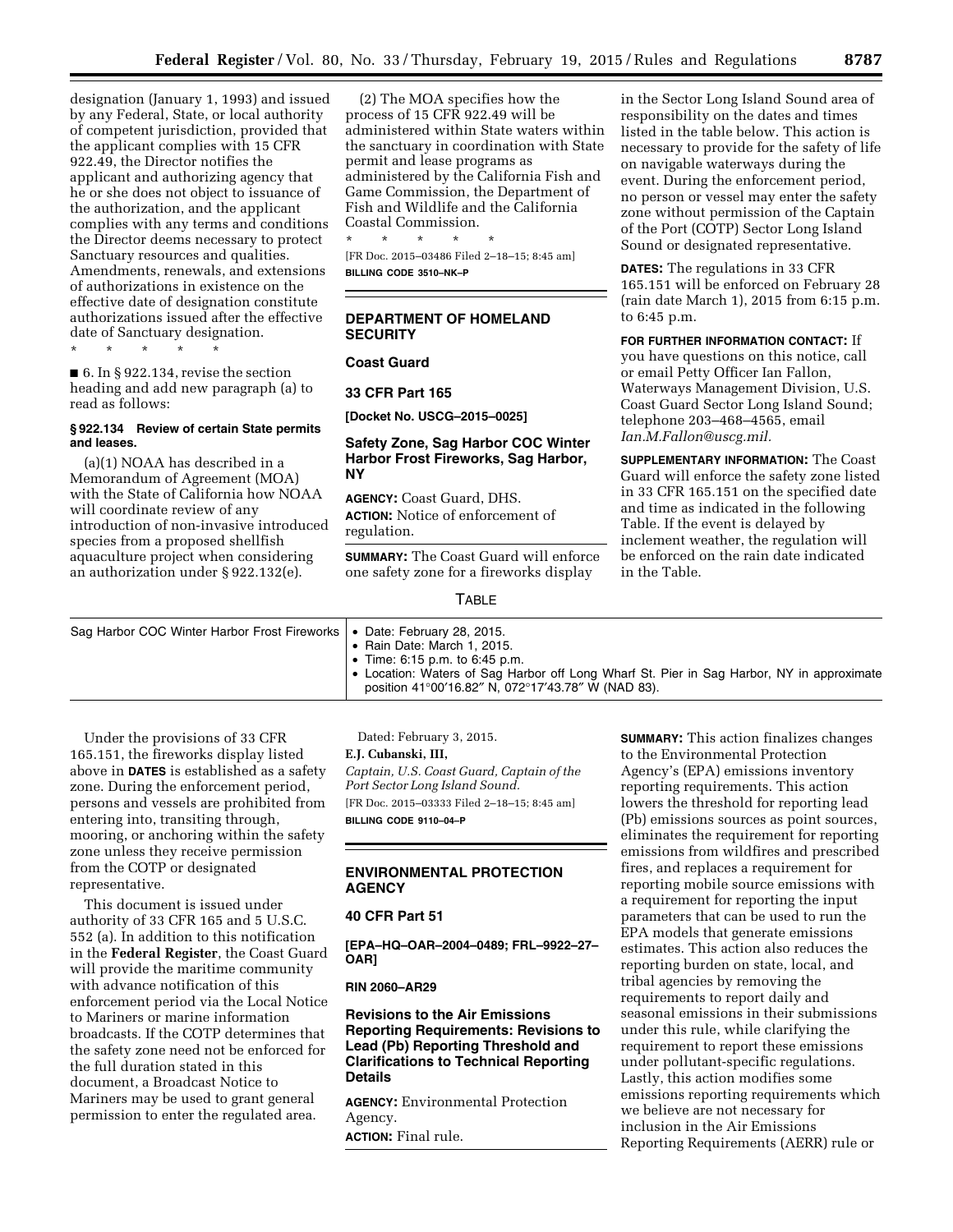designation (January 1, 1993) and issued by any Federal, State, or local authority of competent jurisdiction, provided that the applicant complies with 15 CFR 922.49, the Director notifies the applicant and authorizing agency that he or she does not object to issuance of the authorization, and the applicant complies with any terms and conditions the Director deems necessary to protect Sanctuary resources and qualities. Amendments, renewals, and extensions of authorizations in existence on the effective date of designation constitute authorizations issued after the effective date of Sanctuary designation.

\* \* \* \* \*

■ 6. In § 922.134, revise the section heading and add new paragraph (a) to read as follows:

**§ 922.134 Review of certain State permits and leases.**

(a)(1) NOAA has described in a Memorandum of Agreement (MOA) with the State of California how NOAA will coordinate review of any introduction of non-invasive introduced species from a proposed shellfish aquaculture project when considering an authorization under § 922.132(e).

(2) The MOA specifies how the process of 15 CFR 922.49 will be administered within State waters within the sanctuary in coordination with State permit and lease programs as administered by the California Fish and Game Commission, the Department of Fish and Wildlife and the California Coastal Commission.

\* \* \* \* \*

[FR Doc. 2015–03486 Filed 2–18–15; 8:45 am]

**BILLING CODE 3510–NK–P**

## DEPARTMENT OF HOMELAND SECURITY

### Coast Guard

### 33 CFR Part 165

**[Docket No. USCG–2015–0025]**

### Safety Zone, Sag Harbor COC Winter Harbor Frost Fireworks, Sag Harbor, NY

**AGENCY:** Coast Guard, DHS.

**ACTION:** Notice of enforcement of regulation.

**SUMMARY:** The Coast Guard will enforce one safety zone for a fireworks display in the Sector Long Island Sound area of responsibility on the dates and times listed in the table below. This action is necessary to provide for the safety of life on navigable waterways during the event. During the enforcement period, no person or vessel may enter the safety zone without permission of the Captain of the Port (COTP) Sector Long Island Sound or designated representative.

**DATES:** The regulations in 33 CFR 165.151 will be enforced on February 28 (rain date March 1), 2015 from 6:15 p.m. to 6:45 p.m.

**FOR FURTHER INFORMATION CONTACT:** If you have questions on this notice, call or email Petty Officer Ian Fallon, Waterways Management Division, U.S. Coast Guard Sector Long Island Sound; telephone 203–468–4565, email *Ian.M.Fallon@uscg.mil.*

**SUPPLEMENTARY INFORMATION:** The Coast Guard will enforce the safety zone listed in 33 CFR 165.151 on the specified date and time as indicated in the following Table. If the event is delayed by inclement weather, the regulation will be enforced on the rain date indicated in the Table.

TABLE

| | |
|---|---|
| Sag Harbor COC Winter Harbor Frost Fireworks | • Date: February 28, 2015.<br>• Rain Date: March 1, 2015.<br>• Time: 6:15 p.m. to 6:45 p.m.<br>• Location: Waters of Sag Harbor off Long Wharf St. Pier in Sag Harbor, NY in approximate position 41°00′16.82″ N, 072°17′43.78″ W (NAD 83). |

Under the provisions of 33 CFR 165.151, the fireworks display listed above in **DATES** is established as a safety zone. During the enforcement period, persons and vessels are prohibited from entering into, transiting through, mooring, or anchoring within the safety zone unless they receive permission from the COTP or designated representative.

This document is issued under authority of 33 CFR 165 and 5 U.S.C. 552 (a). In addition to this notification in the **Federal Register**, the Coast Guard will provide the maritime community with advance notification of this enforcement period via the Local Notice to Mariners or marine information broadcasts. If the COTP determines that the safety zone need not be enforced for the full duration stated in this document, a Broadcast Notice to Mariners may be used to grant general permission to enter the regulated area.

Dated: February 3, 2015.

**E.J. Cubanski, III,**

*Captain, U.S. Coast Guard, Captain of the Port Sector Long Island Sound.*

[FR Doc. 2015–03333 Filed 2–18–15; 8:45 am]

**BILLING CODE 9110–04–P**

## ENVIRONMENTAL PROTECTION AGENCY

### 40 CFR Part 51

**[EPA–HQ–OAR–2004–0489; FRL–9922–27–OAR]**

**RIN 2060–AR29**

### Revisions to the Air Emissions Reporting Requirements: Revisions to Lead (Pb) Reporting Threshold and Clarifications to Technical Reporting Details

**AGENCY:** Environmental Protection Agency.

**ACTION:** Final rule.

**SUMMARY:** This action finalizes changes to the Environmental Protection Agency's (EPA) emissions inventory reporting requirements. This action lowers the threshold for reporting lead (Pb) emissions sources as point sources, eliminates the requirement for reporting emissions from wildfires and prescribed fires, and replaces a requirement for reporting mobile source emissions with a requirement for reporting the input parameters that can be used to run the EPA models that generate emissions estimates. This action also reduces the reporting burden on state, local, and tribal agencies by removing the requirements to report daily and seasonal emissions in their submissions under this rule, while clarifying the requirement to report these emissions under pollutant-specific regulations. Lastly, this action modifies some emissions reporting requirements which we believe are not necessary for inclusion in the Air Emissions Reporting Requirements (AERR) rule or